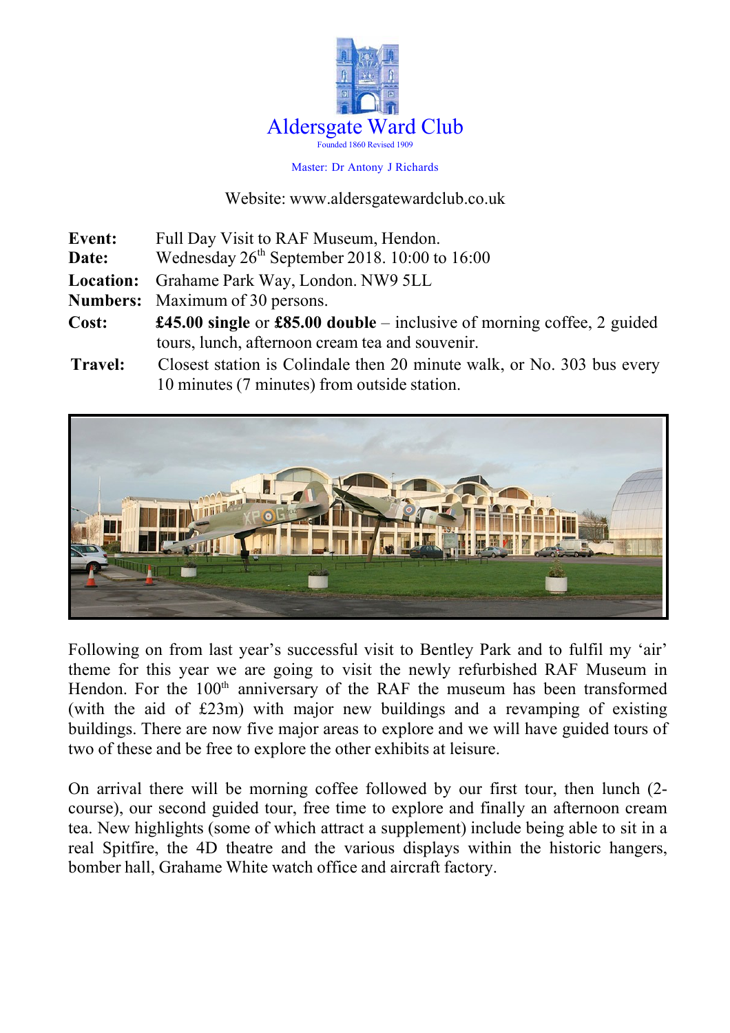# Aldersgate Ward Club

Founded 1860 Revised 1909

Master: Dr Antony J Richards

Website: www.aldersgatewardclub.co.uk

**Event:** Full Day Visit to RAF Museum, Hendon.
**Date:** Wednesday 26th September 2018. 10:00 to 16:00
**Location:** Grahame Park Way, London. NW9 5LL
**Numbers:** Maximum of 30 persons.
**Cost:** **£45.00 single** or **£85.00 double** – inclusive of morning coffee, 2 guided tours, lunch, afternoon cream tea and souvenir.
**Travel:** Closest station is Colindale then 20 minute walk, or No. 303 bus every 10 minutes (7 minutes) from outside station.

Following on from last year's successful visit to Bentley Park and to fulfil my 'air' theme for this year we are going to visit the newly refurbished RAF Museum in Hendon. For the 100th anniversary of the RAF the museum has been transformed (with the aid of £23m) with major new buildings and a revamping of existing buildings. There are now five major areas to explore and we will have guided tours of two of these and be free to explore the other exhibits at leisure.

On arrival there will be morning coffee followed by our first tour, then lunch (2-course), our second guided tour, free time to explore and finally an afternoon cream tea. New highlights (some of which attract a supplement) include being able to sit in a real Spitfire, the 4D theatre and the various displays within the historic hangers, bomber hall, Grahame White watch office and aircraft factory.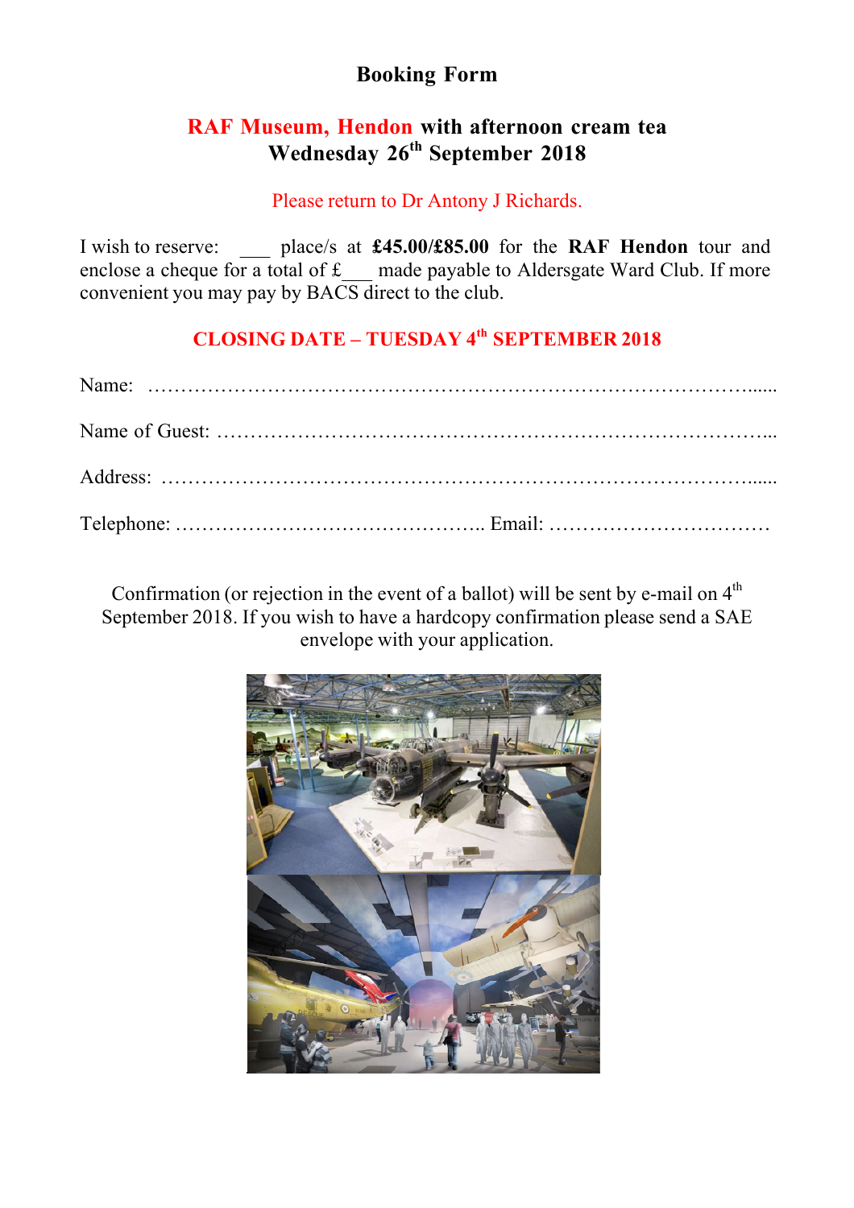# Booking Form

## RAF Museum, Hendon with afternoon cream tea
## Wednesday 26th September 2018

Please return to Dr Antony J Richards.

I wish to reserve: ___ place/s at **£45.00/£85.00** for the **RAF Hendon** tour and enclose a cheque for a total of £___ made payable to Aldersgate Ward Club. If more convenient you may pay by BACS direct to the club.

**CLOSING DATE – TUESDAY 4th SEPTEMBER 2018**

Name: ………………………………………………………………………………......

Name of Guest: ……………………………………………………………………...

Address: …………………………………………………………………………......

Telephone: ……………………………………….. Email: ……………………………

Confirmation (or rejection in the event of a ballot) will be sent by e-mail on 4th September 2018. If you wish to have a hardcopy confirmation please send a SAE envelope with your application.